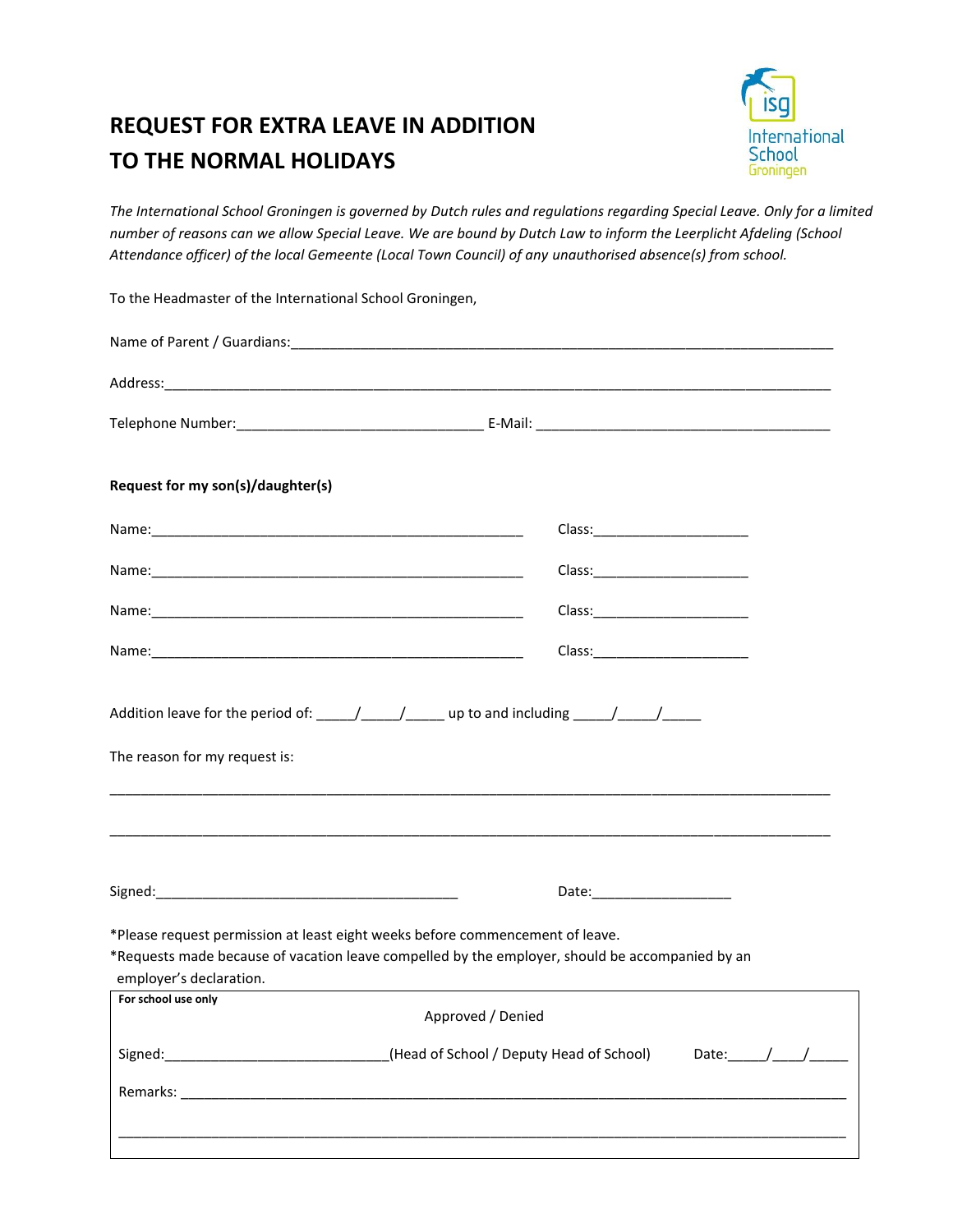# REQUEST FOR EXTRA LEAVE IN ADDITION TO THE NORMAL HOLIDAYS

International School Groningen

*The International School Groningen is governed by Dutch rules and regulations regarding Special Leave. Only for a limited number of reasons can we allow Special Leave. We are bound by Dutch Law to inform the Leerplicht Afdeling (School Attendance officer) of the local Gemeente (Local Town Council) of any unauthorised absence(s) from school.*

To the Headmaster of the International School Groningen,

Name of Parent / Guardians:\_\_\_\_\_\_\_\_\_\_\_\_\_\_\_\_\_\_\_\_\_\_\_\_\_\_\_\_\_\_\_\_\_\_\_\_\_\_\_\_\_\_\_\_

Address:\_\_\_\_\_\_\_\_\_\_\_\_\_\_\_\_\_\_\_\_\_\_\_\_\_\_\_\_\_\_\_\_\_\_\_\_\_\_\_\_\_\_\_\_\_\_\_\_\_\_\_\_

Telephone Number:\_\_\_\_\_\_\_\_\_\_\_\_\_\_\_\_\_\_\_\_ E-Mail: \_\_\_\_\_\_\_\_\_\_\_\_\_\_\_\_\_\_\_\_\_\_\_\_

**Request for my son(s)/daughter(s)**

Name:\_\_\_\_\_\_\_\_\_\_\_\_\_\_\_\_\_\_\_\_\_\_\_\_\_\_\_\_\_\_ Class:\_\_\_\_\_\_\_\_\_\_\_\_

Name:\_\_\_\_\_\_\_\_\_\_\_\_\_\_\_\_\_\_\_\_\_\_\_\_\_\_\_\_\_\_ Class:\_\_\_\_\_\_\_\_\_\_\_\_

Name:\_\_\_\_\_\_\_\_\_\_\_\_\_\_\_\_\_\_\_\_\_\_\_\_\_\_\_\_\_\_ Class:\_\_\_\_\_\_\_\_\_\_\_\_

Name:\_\_\_\_\_\_\_\_\_\_\_\_\_\_\_\_\_\_\_\_\_\_\_\_\_\_\_\_\_\_ Class:\_\_\_\_\_\_\_\_\_\_\_\_

Addition leave for the period of: \_\_\_\_\_/\_\_\_\_\_/\_\_\_\_\_ up to and including \_\_\_\_\_/\_\_\_\_\_/\_\_\_\_\_

The reason for my request is:

\_\_\_\_\_\_\_\_\_\_\_\_\_\_\_\_\_\_\_\_\_\_\_\_\_\_\_\_\_\_\_\_\_\_\_\_\_\_\_\_\_\_\_\_\_\_\_\_\_\_\_\_\_\_\_\_\_\_\_\_\_\_

\_\_\_\_\_\_\_\_\_\_\_\_\_\_\_\_\_\_\_\_\_\_\_\_\_\_\_\_\_\_\_\_\_\_\_\_\_\_\_\_\_\_\_\_\_\_\_\_\_\_\_\_\_\_\_\_\_\_\_\_\_\_

Signed:\_\_\_\_\_\_\_\_\_\_\_\_\_\_\_\_\_\_\_\_\_\_\_\_\_\_ Date:\_\_\_\_\_\_\_\_\_\_\_\_

*Please request permission at least eight weeks before commencement of leave.

*Requests made because of vacation leave compelled by the employer, should be accompanied by an employer's declaration.

**For school use only**

Approved / Denied

Signed:\_\_\_\_\_\_\_\_\_\_\_\_\_\_\_\_\_\_\_\_(Head of School / Deputy Head of School) Date:\_\_\_\_\_/\_\_\_\_/\_\_\_\_\_

Remarks: \_\_\_\_\_\_\_\_\_\_\_\_\_\_\_\_\_\_\_\_\_\_\_\_\_\_\_\_\_\_\_\_\_\_\_\_\_\_\_\_\_\_\_\_\_\_\_\_\_\_\_\_\_\_

\_\_\_\_\_\_\_\_\_\_\_\_\_\_\_\_\_\_\_\_\_\_\_\_\_\_\_\_\_\_\_\_\_\_\_\_\_\_\_\_\_\_\_\_\_\_\_\_\_\_\_\_\_\_\_\_\_\_\_\_\_\_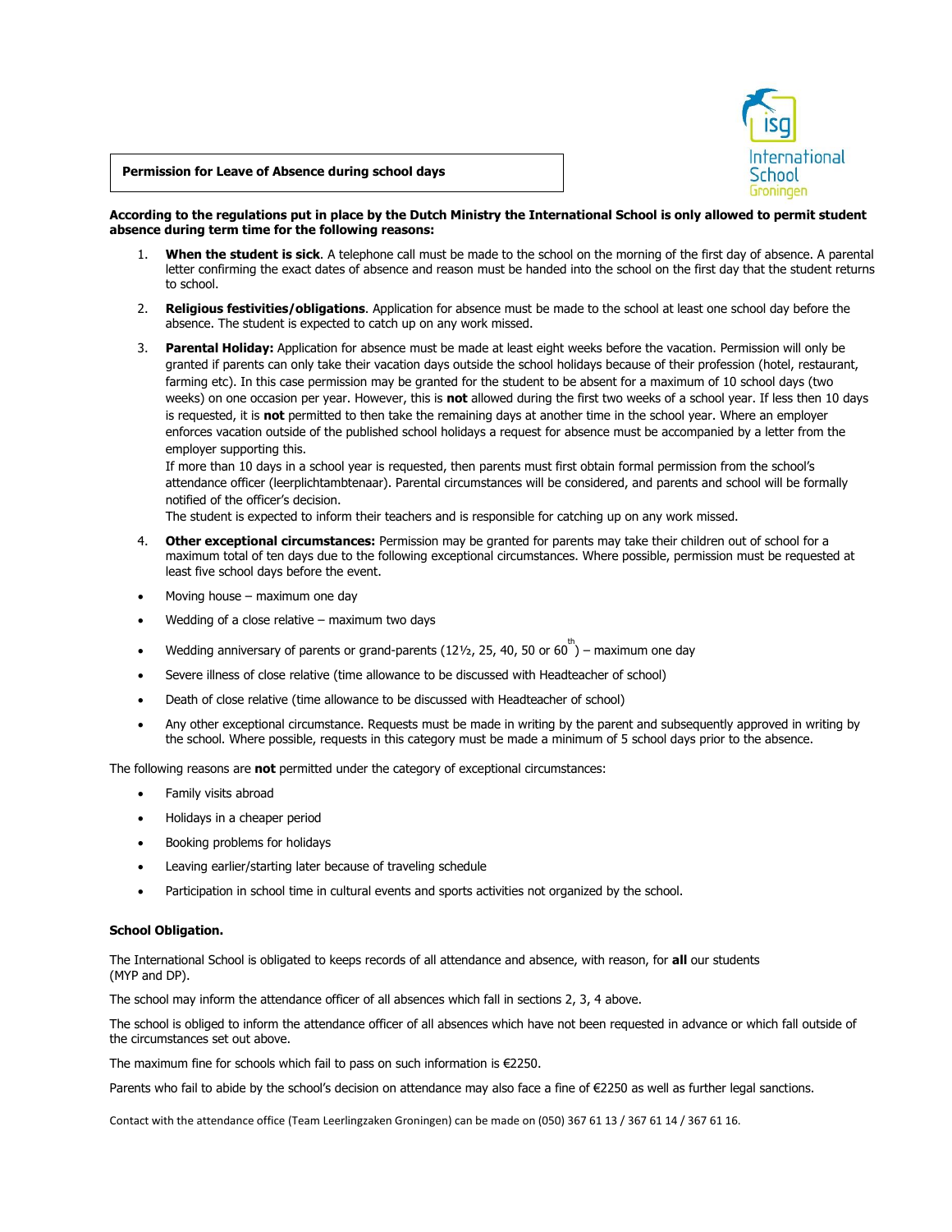**Permission for Leave of Absence during school days**

**According to the regulations put in place by the Dutch Ministry the International School is only allowed to permit student absence during term time for the following reasons:**

1. **When the student is sick**. A telephone call must be made to the school on the morning of the first day of absence. A parental letter confirming the exact dates of absence and reason must be handed into the school on the first day that the student returns to school.
2. **Religious festivities/obligations**. Application for absence must be made to the school at least one school day before the absence. The student is expected to catch up on any work missed.
3. **Parental Holiday:** Application for absence must be made at least eight weeks before the vacation. Permission will only be granted if parents can only take their vacation days outside the school holidays because of their profession (hotel, restaurant, farming etc). In this case permission may be granted for the student to be absent for a maximum of 10 school days (two weeks) on one occasion per year. However, this is **not** allowed during the first two weeks of a school year. If less then 10 days is requested, it is **not** permitted to then take the remaining days at another time in the school year. Where an employer enforces vacation outside of the published school holidays a request for absence must be accompanied by a letter from the employer supporting this.
   If more than 10 days in a school year is requested, then parents must first obtain formal permission from the school's attendance officer (leerplichtambtenaar). Parental circumstances will be considered, and parents and school will be formally notified of the officer's decision.
   The student is expected to inform their teachers and is responsible for catching up on any work missed.
4. **Other exceptional circumstances:** Permission may be granted for parents may take their children out of school for a maximum total of ten days due to the following exceptional circumstances. Where possible, permission must be requested at least five school days before the event.

- Moving house – maximum one day
- Wedding of a close relative – maximum two days
- Wedding anniversary of parents or grand-parents (12½, 25, 40, 50 or 60th) – maximum one day
- Severe illness of close relative (time allowance to be discussed with Headteacher of school)
- Death of close relative (time allowance to be discussed with Headteacher of school)
- Any other exceptional circumstance. Requests must be made in writing by the parent and subsequently approved in writing by the school. Where possible, requests in this category must be made a minimum of 5 school days prior to the absence.

The following reasons are **not** permitted under the category of exceptional circumstances:

- Family visits abroad
- Holidays in a cheaper period
- Booking problems for holidays
- Leaving earlier/starting later because of traveling schedule
- Participation in school time in cultural events and sports activities not organized by the school.

**School Obligation.**

The International School is obligated to keeps records of all attendance and absence, with reason, for **all** our students (MYP and DP).

The school may inform the attendance officer of all absences which fall in sections 2, 3, 4 above.

The school is obliged to inform the attendance officer of all absences which have not been requested in advance or which fall outside of the circumstances set out above.

The maximum fine for schools which fail to pass on such information is €2250.

Parents who fail to abide by the school's decision on attendance may also face a fine of €2250 as well as further legal sanctions.

Contact with the attendance office (Team Leerlingzaken Groningen) can be made on (050) 367 61 13 / 367 61 14 / 367 61 16.